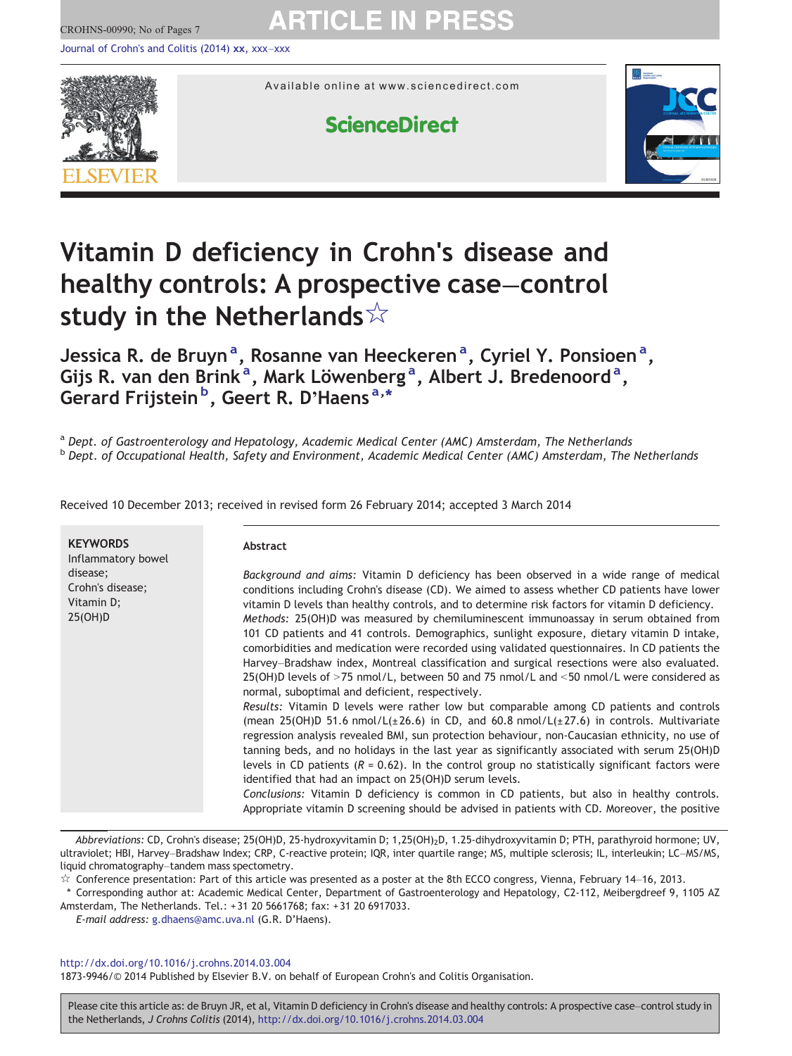# Vitamin D deficiency in Crohn's disease and healthy controls: A prospective case–control study in the Netherlands☆

Jessica R. de Bruyn [a], Rosanne van Heeckeren [a], Cyriel Y. Ponsioen [a], Gijs R. van den Brink [a], Mark Löwenberg [a], Albert J. Bredenoord [a], Gerard Frijstein [b], Geert R. D'Haens [a,*]

[a] Dept. of Gastroenterology and Hepatology, Academic Medical Center (AMC) Amsterdam, The Netherlands
[b] Dept. of Occupational Health, Safety and Environment, Academic Medical Center (AMC) Amsterdam, The Netherlands

Received 10 December 2013; received in revised form 26 February 2014; accepted 3 March 2014

**KEYWORDS**
Inflammatory bowel disease;
Crohn's disease;
Vitamin D;
25(OH)D

## Abstract

*Background and aims:* Vitamin D deficiency has been observed in a wide range of medical conditions including Crohn's disease (CD). We aimed to assess whether CD patients have lower vitamin D levels than healthy controls, and to determine risk factors for vitamin D deficiency.

*Methods:* 25(OH)D was measured by chemiluminescent immunoassay in serum obtained from 101 CD patients and 41 controls. Demographics, sunlight exposure, dietary vitamin D intake, comorbidities and medication were recorded using validated questionnaires. In CD patients the Harvey–Bradshaw index, Montreal classification and surgical resections were also evaluated. 25(OH)D levels of >75 nmol/L, between 50 and 75 nmol/L and <50 nmol/L were considered as normal, suboptimal and deficient, respectively.

*Results:* Vitamin D levels were rather low but comparable among CD patients and controls (mean 25(OH)D 51.6 nmol/L(±26.6) in CD, and 60.8 nmol/L(±27.6) in controls. Multivariate regression analysis revealed BMI, sun protection behaviour, non-Caucasian ethnicity, no use of tanning beds, and no holidays in the last year as significantly associated with serum 25(OH)D levels in CD patients ($R = 0.62$). In the control group no statistically significant factors were identified that had an impact on 25(OH)D serum levels.

*Conclusions:* Vitamin D deficiency is common in CD patients, but also in healthy controls. Appropriate vitamin D screening should be advised in patients with CD. Moreover, the positive

*Abbreviations:* CD, Crohn's disease; 25(OH)D, 25-hydroxyvitamin D; 1,25(OH)$_2$D, 1.25-dihydroxyvitamin D; PTH, parathyroid hormone; UV, ultraviolet; HBI, Harvey–Bradshaw Index; CRP, C-reactive protein; IQR, inter quartile range; MS, multiple sclerosis; IL, interleukin; LC–MS/MS, liquid chromatography–tandem mass spectometry.

☆ Conference presentation: Part of this article was presented as a poster at the 8th ECCO congress, Vienna, February 14–16, 2013.

\* Corresponding author at: Academic Medical Center, Department of Gastroenterology and Hepatology, C2-112, Meibergdreef 9, 1105 AZ Amsterdam, The Netherlands. Tel.: +31 20 5661768; fax: +31 20 6917033.

*E-mail address:* g.dhaens@amc.uva.nl (G.R. D'Haens).

http://dx.doi.org/10.1016/j.crohns.2014.03.004
1873-9946/© 2014 Published by Elsevier B.V. on behalf of European Crohn's and Colitis Organisation.

Please cite this article as: de Bruyn JR, et al, Vitamin D deficiency in Crohn's disease and healthy controls: A prospective case–control study in the Netherlands, *J Crohns Colitis* (2014), http://dx.doi.org/10.1016/j.crohns.2014.03.004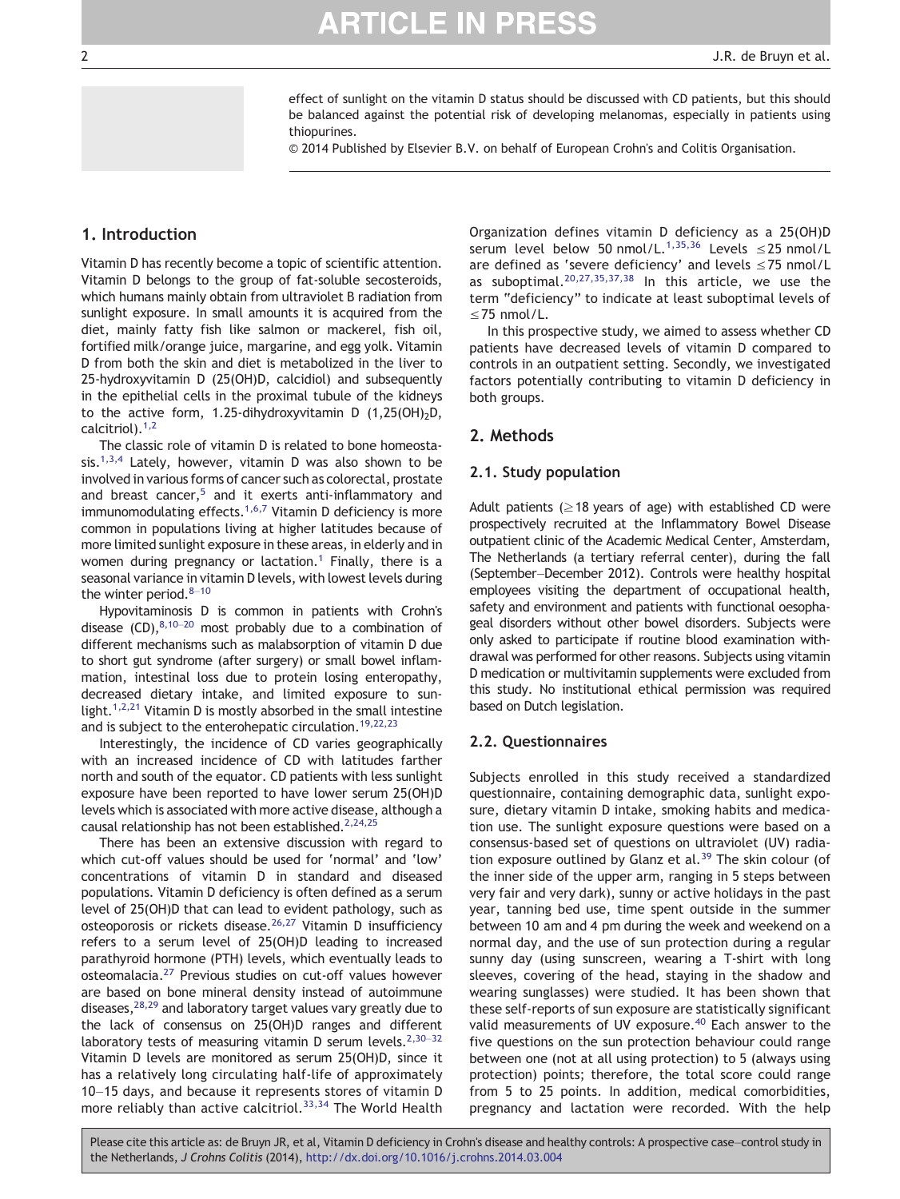effect of sunlight on the vitamin D status should be discussed with CD patients, but this should be balanced against the potential risk of developing melanomas, especially in patients using thiopurines.

© 2014 Published by Elsevier B.V. on behalf of European Crohn's and Colitis Organisation.

## 1. Introduction

Vitamin D has recently become a topic of scientific attention. Vitamin D belongs to the group of fat-soluble secosteroids, which humans mainly obtain from ultraviolet B radiation from sunlight exposure. In small amounts it is acquired from the diet, mainly fatty fish like salmon or mackerel, fish oil, fortified milk/orange juice, margarine, and egg yolk. Vitamin D from both the skin and diet is metabolized in the liver to 25-hydroxyvitamin D (25(OH)D, calcidiol) and subsequently in the epithelial cells in the proximal tubule of the kidneys to the active form, 1.25-dihydroxyvitamin D ($1,25(OH)_2D$, calcitriol).[1,2]

The classic role of vitamin D is related to bone homeostasis.[1,3,4] Lately, however, vitamin D was also shown to be involved in various forms of cancer such as colorectal, prostate and breast cancer,[5] and it exerts anti-inflammatory and immunomodulating effects.[1,6,7] Vitamin D deficiency is more common in populations living at higher latitudes because of more limited sunlight exposure in these areas, in elderly and in women during pregnancy or lactation.[1] Finally, there is a seasonal variance in vitamin D levels, with lowest levels during the winter period.[8–10]

Hypovitaminosis D is common in patients with Crohn's disease (CD),[8,10–20] most probably due to a combination of different mechanisms such as malabsorption of vitamin D due to short gut syndrome (after surgery) or small bowel inflammation, intestinal loss due to protein losing enteropathy, decreased dietary intake, and limited exposure to sunlight.[1,2,21] Vitamin D is mostly absorbed in the small intestine and is subject to the enterohepatic circulation.[19,22,23]

Interestingly, the incidence of CD varies geographically with an increased incidence of CD with latitudes farther north and south of the equator. CD patients with less sunlight exposure have been reported to have lower serum 25(OH)D levels which is associated with more active disease, although a causal relationship has not been established.[2,24,25]

There has been an extensive discussion with regard to which cut-off values should be used for 'normal' and 'low' concentrations of vitamin D in standard and diseased populations. Vitamin D deficiency is often defined as a serum level of 25(OH)D that can lead to evident pathology, such as osteoporosis or rickets disease.[26,27] Vitamin D insufficiency refers to a serum level of 25(OH)D leading to increased parathyroid hormone (PTH) levels, which eventually leads to osteomalacia.[27] Previous studies on cut-off values however are based on bone mineral density instead of autoimmune diseases,[28,29] and laboratory target values vary greatly due to the lack of consensus on 25(OH)D ranges and different laboratory tests of measuring vitamin D serum levels.[2,30–32] Vitamin D levels are monitored as serum 25(OH)D, since it has a relatively long circulating half-life of approximately 10–15 days, and because it represents stores of vitamin D more reliably than active calcitriol.[33,34] The World Health Organization defines vitamin D deficiency as a 25(OH)D serum level below 50 nmol/L.[1,35,36] Levels ≤25 nmol/L are defined as 'severe deficiency' and levels ≤75 nmol/L as suboptimal.[20,27,35,37,38] In this article, we use the term "deficiency" to indicate at least suboptimal levels of ≤75 nmol/L.

In this prospective study, we aimed to assess whether CD patients have decreased levels of vitamin D compared to controls in an outpatient setting. Secondly, we investigated factors potentially contributing to vitamin D deficiency in both groups.

## 2. Methods

### 2.1. Study population

Adult patients (≥18 years of age) with established CD were prospectively recruited at the Inflammatory Bowel Disease outpatient clinic of the Academic Medical Center, Amsterdam, The Netherlands (a tertiary referral center), during the fall (September–December 2012). Controls were healthy hospital employees visiting the department of occupational health, safety and environment and patients with functional oesophageal disorders without other bowel disorders. Subjects were only asked to participate if routine blood examination withdrawal was performed for other reasons. Subjects using vitamin D medication or multivitamin supplements were excluded from this study. No institutional ethical permission was required based on Dutch legislation.

### 2.2. Questionnaires

Subjects enrolled in this study received a standardized questionnaire, containing demographic data, sunlight exposure, dietary vitamin D intake, smoking habits and medication use. The sunlight exposure questions were based on a consensus-based set of questions on ultraviolet (UV) radiation exposure outlined by Glanz et al.[39] The skin colour (of the inner side of the upper arm, ranging in 5 steps between very fair and very dark), sunny or active holidays in the past year, tanning bed use, time spent outside in the summer between 10 am and 4 pm during the week and weekend on a normal day, and the use of sun protection during a regular sunny day (using sunscreen, wearing a T-shirt with long sleeves, covering of the head, staying in the shadow and wearing sunglasses) were studied. It has been shown that these self-reports of sun exposure are statistically significant valid measurements of UV exposure.[40] Each answer to the five questions on the sun protection behaviour could range between one (not at all using protection) to 5 (always using protection) points; therefore, the total score could range from 5 to 25 points. In addition, medical comorbidities, pregnancy and lactation were recorded. With the help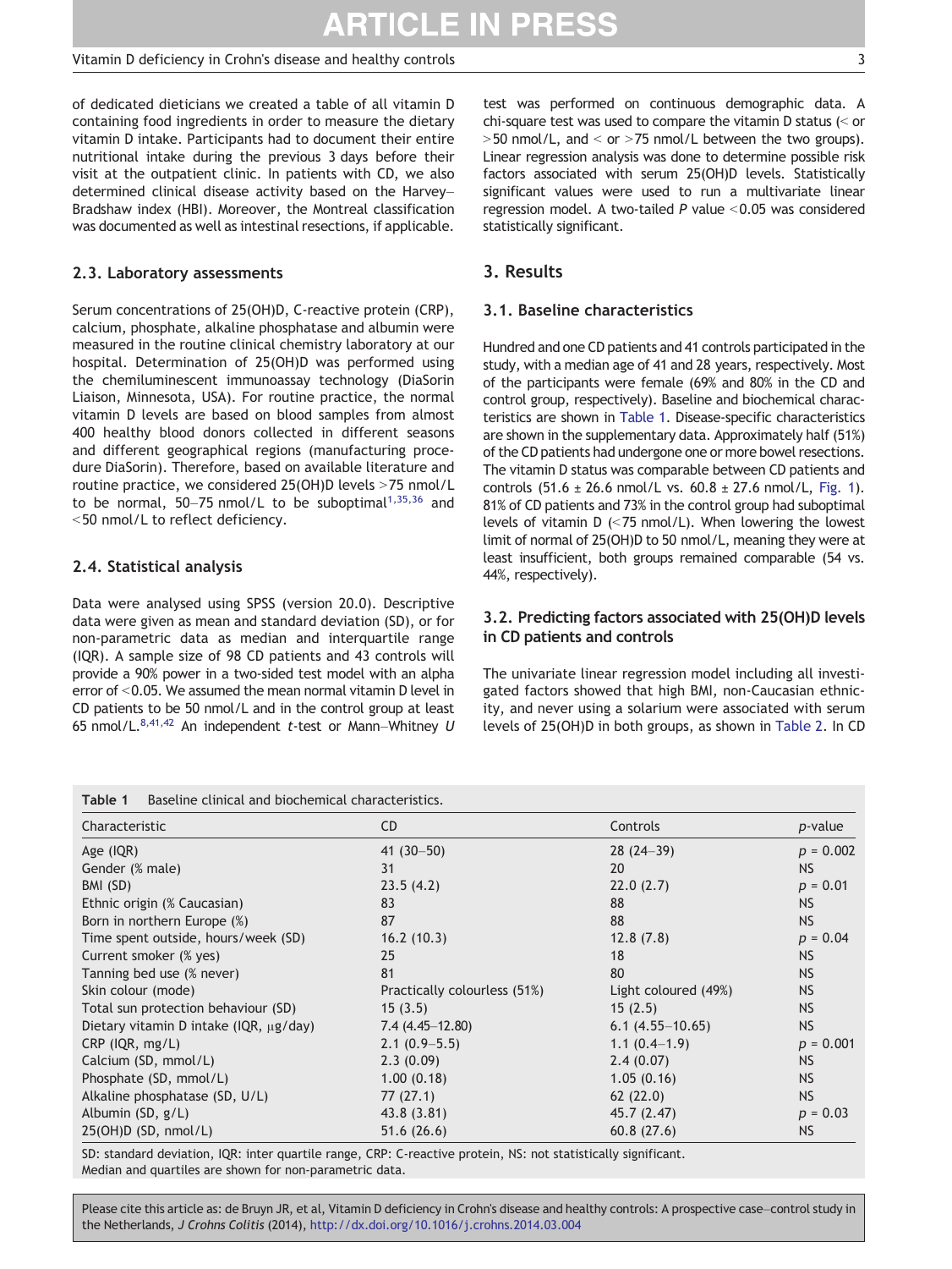of dedicated dieticians we created a table of all vitamin D containing food ingredients in order to measure the dietary vitamin D intake. Participants had to document their entire nutritional intake during the previous 3 days before their visit at the outpatient clinic. In patients with CD, we also determined clinical disease activity based on the Harvey–Bradshaw index (HBI). Moreover, the Montreal classification was documented as well as intestinal resections, if applicable.

### 2.3. Laboratory assessments

Serum concentrations of 25(OH)D, C-reactive protein (CRP), calcium, phosphate, alkaline phosphatase and albumin were measured in the routine clinical chemistry laboratory at our hospital. Determination of 25(OH)D was performed using the chemiluminescent immunoassay technology (DiaSorin Liaison, Minnesota, USA). For routine practice, the normal vitamin D levels are based on blood samples from almost 400 healthy blood donors collected in different seasons and different geographical regions (manufacturing procedure DiaSorin). Therefore, based on available literature and routine practice, we considered 25(OH)D levels >75 nmol/L to be normal, 50–75 nmol/L to be suboptimal[1,35,36] and <50 nmol/L to reflect deficiency.

### 2.4. Statistical analysis

Data were analysed using SPSS (version 20.0). Descriptive data were given as mean and standard deviation (SD), or for non-parametric data as median and interquartile range (IQR). A sample size of 98 CD patients and 43 controls will provide a 90% power in a two-sided test model with an alpha error of <0.05. We assumed the mean normal vitamin D level in CD patients to be 50 nmol/L and in the control group at least 65 nmol/L.[8,41,42] An independent *t*-test or Mann–Whitney *U* test was performed on continuous demographic data. A chi-square test was used to compare the vitamin D status (< or >50 nmol/L, and < or >75 nmol/L between the two groups). Linear regression analysis was done to determine possible risk factors associated with serum 25(OH)D levels. Statistically significant values were used to run a multivariate linear regression model. A two-tailed *P* value <0.05 was considered statistically significant.

## 3. Results

### 3.1. Baseline characteristics

Hundred and one CD patients and 41 controls participated in the study, with a median age of 41 and 28 years, respectively. Most of the participants were female (69% and 80% in the CD and control group, respectively). Baseline and biochemical characteristics are shown in Table 1. Disease-specific characteristics are shown in the supplementary data. Approximately half (51%) of the CD patients had undergone one or more bowel resections. The vitamin D status was comparable between CD patients and controls (51.6 ± 26.6 nmol/L vs. 60.8 ± 27.6 nmol/L, Fig. 1). 81% of CD patients and 73% in the control group had suboptimal levels of vitamin D (<75 nmol/L). When lowering the lowest limit of normal of 25(OH)D to 50 nmol/L, meaning they were at least insufficient, both groups remained comparable (54 vs. 44%, respectively).

### 3.2. Predicting factors associated with 25(OH)D levels in CD patients and controls

The univariate linear regression model including all investigated factors showed that high BMI, non-Caucasian ethnicity, and never using a solarium were associated with serum levels of 25(OH)D in both groups, as shown in Table 2. In CD

**Table 1** Baseline clinical and biochemical characteristics.

| Characteristic | CD | Controls | *p*-value |
|---|---|---|---|
| Age (IQR) | 41 (30–50) | 28 (24–39) | *p* = 0.002 |
| Gender (% male) | 31 | 20 | NS |
| BMI (SD) | 23.5 (4.2) | 22.0 (2.7) | *p* = 0.01 |
| Ethnic origin (% Caucasian) | 83 | 88 | NS |
| Born in northern Europe (%) | 87 | 88 | NS |
| Time spent outside, hours/week (SD) | 16.2 (10.3) | 12.8 (7.8) | *p* = 0.04 |
| Current smoker (% yes) | 25 | 18 | NS |
| Tanning bed use (% never) | 81 | 80 | NS |
| Skin colour (mode) | Practically colourless (51%) | Light coloured (49%) | NS |
| Total sun protection behaviour (SD) | 15 (3.5) | 15 (2.5) | NS |
| Dietary vitamin D intake (IQR, μg/day) | 7.4 (4.45–12.80) | 6.1 (4.55–10.65) | NS |
| CRP (IQR, mg/L) | 2.1 (0.9–5.5) | 1.1 (0.4–1.9) | *p* = 0.001 |
| Calcium (SD, mmol/L) | 2.3 (0.09) | 2.4 (0.07) | NS |
| Phosphate (SD, mmol/L) | 1.00 (0.18) | 1.05 (0.16) | NS |
| Alkaline phosphatase (SD, U/L) | 77 (27.1) | 62 (22.0) | NS |
| Albumin (SD, g/L) | 43.8 (3.81) | 45.7 (2.47) | *p* = 0.03 |
| 25(OH)D (SD, nmol/L) | 51.6 (26.6) | 60.8 (27.6) | NS |

SD: standard deviation, IQR: inter quartile range, CRP: C-reactive protein, NS: not statistically significant.
Median and quartiles are shown for non-parametric data.

Please cite this article as: de Bruyn JR, et al, Vitamin D deficiency in Crohn's disease and healthy controls: A prospective case–control study in the Netherlands, *J Crohns Colitis* (2014), http://dx.doi.org/10.1016/j.crohns.2014.03.004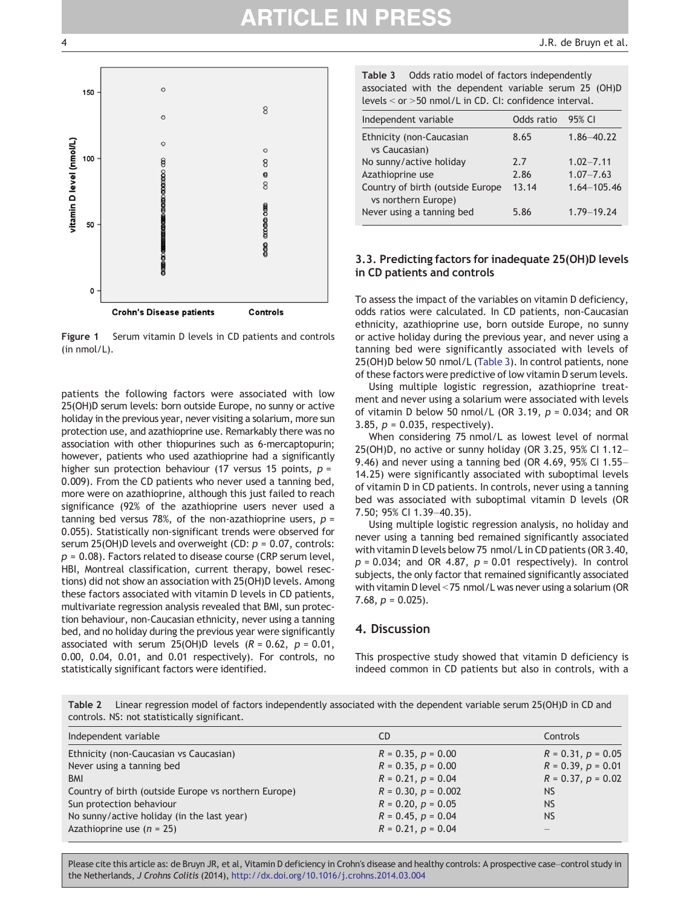Figure 1 Serum vitamin D levels in CD patients and controls (in nmol/L).

patients the following factors were associated with low 25(OH)D serum levels: born outside Europe, no sunny or active holiday in the previous year, never visiting a solarium, more sun protection use, and azathioprine use. Remarkably there was no association with other thiopurines such as 6-mercaptopurin; however, patients who used azathioprine had a significantly higher sun protection behaviour (17 versus 15 points, $p$ = 0.009). From the CD patients who never used a tanning bed, more were on azathioprine, although this just failed to reach significance (92% of the azathioprine users never used a tanning bed versus 78%, of the non-azathioprine users, $p$ = 0.055). Statistically non-significant trends were observed for serum 25(OH)D levels and overweight (CD: $p$ = 0.07, controls: $p$ = 0.08). Factors related to disease course (CRP serum level, HBI, Montreal classification, current therapy, bowel resections) did not show an association with 25(OH)D levels. Among these factors associated with vitamin D levels in CD patients, multivariate regression analysis revealed that BMI, sun protection behaviour, non-Caucasian ethnicity, never using a tanning bed, and no holiday during the previous year were significantly associated with serum 25(OH)D levels ($R$ = 0.62, $p$ = 0.01, 0.00, 0.04, 0.01, and 0.01 respectively). For controls, no statistically significant factors were identified.

**Table 3** Odds ratio model of factors independently associated with the dependent variable serum 25 (OH)D levels < or >50 nmol/L in CD. CI: confidence interval.

| Independent variable | Odds ratio | 95% CI |
|---|---|---|
| Ethnicity (non-Caucasian vs Caucasian) | 8.65 | 1.86–40.22 |
| No sunny/active holiday | 2.7 | 1.02–7.11 |
| Azathioprine use | 2.86 | 1.07–7.63 |
| Country of birth (outside Europe vs northern Europe) | 13.14 | 1.64–105.46 |
| Never using a tanning bed | 5.86 | 1.79–19.24 |

## 3.3. Predicting factors for inadequate 25(OH)D levels in CD patients and controls

To assess the impact of the variables on vitamin D deficiency, odds ratios were calculated. In CD patients, non-Caucasian ethnicity, azathioprine use, born outside Europe, no sunny or active holiday during the previous year, and never using a tanning bed were significantly associated with levels of 25(OH)D below 50 nmol/L (Table 3). In control patients, none of these factors were predictive of low vitamin D serum levels.

Using multiple logistic regression, azathioprine treatment and never using a solarium were associated with levels of vitamin D below 50 nmol/L (OR 3.19, $p$ = 0.034; and OR 3.85, $p$ = 0.035, respectively).

When considering 75 nmol/L as lowest level of normal 25(OH)D, no active or sunny holiday (OR 3.25, 95% CI 1.12–9.46) and never using a tanning bed (OR 4.69, 95% CI 1.55–14.25) were significantly associated with suboptimal levels of vitamin D in CD patients. In controls, never using a tanning bed was associated with suboptimal vitamin D levels (OR 7.50; 95% CI 1.39–40.35).

Using multiple logistic regression analysis, no holiday and never using a tanning bed remained significantly associated with vitamin D levels below 75 nmol/L in CD patients (OR 3.40, $p$ = 0.034; and OR 4.87, $p$ = 0.01 respectively). In control subjects, the only factor that remained significantly associated with vitamin D level <75 nmol/L was never using a solarium (OR 7.68, $p$ = 0.025).

# 4. Discussion

This prospective study showed that vitamin D deficiency is indeed common in CD patients but also in controls, with a

**Table 2** Linear regression model of factors independently associated with the dependent variable serum 25(OH)D in CD and controls. NS: not statistically significant.

| Independent variable | CD | Controls |
|---|---|---|
| Ethnicity (non-Caucasian vs Caucasian) | $R$ = 0.35, $p$ = 0.00 | $R$ = 0.31, $p$ = 0.05 |
| Never using a tanning bed | $R$ = 0.35, $p$ = 0.00 | $R$ = 0.39, $p$ = 0.01 |
| BMI | $R$ = 0.21, $p$ = 0.04 | $R$ = 0.37, $p$ = 0.02 |
| Country of birth (outside Europe vs northern Europe) | $R$ = 0.30, $p$ = 0.002 | NS |
| Sun protection behaviour | $R$ = 0.20, $p$ = 0.05 | NS |
| No sunny/active holiday (in the last year) | $R$ = 0.45, $p$ = 0.04 | NS |
| Azathioprine use ($n$ = 25) | $R$ = 0.21, $p$ = 0.04 | – |

Please cite this article as: de Bruyn JR, et al, Vitamin D deficiency in Crohn's disease and healthy controls: A prospective case–control study in the Netherlands, *J Crohns Colitis* (2014), http://dx.doi.org/10.1016/j.crohns.2014.03.004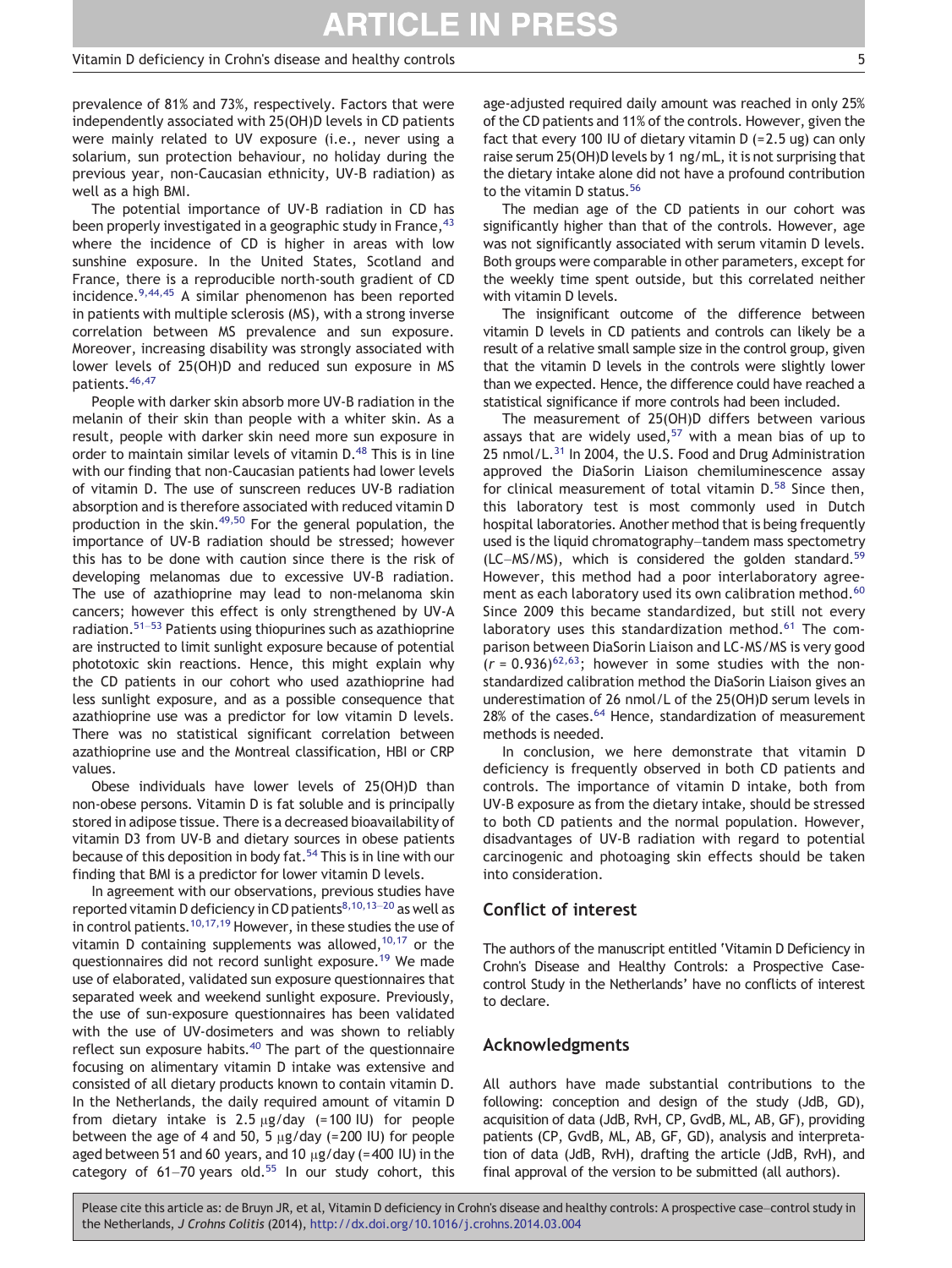prevalence of 81% and 73%, respectively. Factors that were independently associated with 25(OH)D levels in CD patients were mainly related to UV exposure (i.e., never using a solarium, sun protection behaviour, no holiday during the previous year, non-Caucasian ethnicity, UV-B radiation) as well as a high BMI.

The potential importance of UV-B radiation in CD has been properly investigated in a geographic study in France,[43] where the incidence of CD is higher in areas with low sunshine exposure. In the United States, Scotland and France, there is a reproducible north-south gradient of CD incidence.[9,44,45] A similar phenomenon has been reported in patients with multiple sclerosis (MS), with a strong inverse correlation between MS prevalence and sun exposure. Moreover, increasing disability was strongly associated with lower levels of 25(OH)D and reduced sun exposure in MS patients.[46,47]

People with darker skin absorb more UV-B radiation in the melanin of their skin than people with a whiter skin. As a result, people with darker skin need more sun exposure in order to maintain similar levels of vitamin D.[48] This is in line with our finding that non-Caucasian patients had lower levels of vitamin D. The use of sunscreen reduces UV-B radiation absorption and is therefore associated with reduced vitamin D production in the skin.[49,50] For the general population, the importance of UV-B radiation should be stressed; however this has to be done with caution since there is the risk of developing melanomas due to excessive UV-B radiation. The use of azathioprine may lead to non-melanoma skin cancers; however this effect is only strengthened by UV-A radiation.[51–53] Patients using thiopurines such as azathioprine are instructed to limit sunlight exposure because of potential phototoxic skin reactions. Hence, this might explain why the CD patients in our cohort who used azathioprine had less sunlight exposure, and as a possible consequence that azathioprine use was a predictor for low vitamin D levels. There was no statistical significant correlation between azathioprine use and the Montreal classification, HBI or CRP values.

Obese individuals have lower levels of 25(OH)D than non-obese persons. Vitamin D is fat soluble and is principally stored in adipose tissue. There is a decreased bioavailability of vitamin D3 from UV-B and dietary sources in obese patients because of this deposition in body fat.[54] This is in line with our finding that BMI is a predictor for lower vitamin D levels.

In agreement with our observations, previous studies have reported vitamin D deficiency in CD patients[8,10,13–20] as well as in control patients.[10,17,19] However, in these studies the use of vitamin D containing supplements was allowed,[10,17] or the questionnaires did not record sunlight exposure.[19] We made use of elaborated, validated sun exposure questionnaires that separated week and weekend sunlight exposure. Previously, the use of sun-exposure questionnaires has been validated with the use of UV-dosimeters and was shown to reliably reflect sun exposure habits.[40] The part of the questionnaire focusing on alimentary vitamin D intake was extensive and consisted of all dietary products known to contain vitamin D. In the Netherlands, the daily required amount of vitamin D from dietary intake is 2.5 μg/day (=100 IU) for people between the age of 4 and 50, 5 μg/day (=200 IU) for people aged between 51 and 60 years, and 10 μg/day (=400 IU) in the category of 61–70 years old.[55] In our study cohort, this age-adjusted required daily amount was reached in only 25% of the CD patients and 11% of the controls. However, given the fact that every 100 IU of dietary vitamin D (=2.5 ug) can only raise serum 25(OH)D levels by 1 ng/mL, it is not surprising that the dietary intake alone did not have a profound contribution to the vitamin D status.[56]

The median age of the CD patients in our cohort was significantly higher than that of the controls. However, age was not significantly associated with serum vitamin D levels. Both groups were comparable in other parameters, except for the weekly time spent outside, but this correlated neither with vitamin D levels.

The insignificant outcome of the difference between vitamin D levels in CD patients and controls can likely be a result of a relative small sample size in the control group, given that the vitamin D levels in the controls were slightly lower than we expected. Hence, the difference could have reached a statistical significance if more controls had been included.

The measurement of 25(OH)D differs between various assays that are widely used,[57] with a mean bias of up to 25 nmol/L.[31] In 2004, the U.S. Food and Drug Administration approved the DiaSorin Liaison chemiluminescence assay for clinical measurement of total vitamin D.[58] Since then, this laboratory test is most commonly used in Dutch hospital laboratories. Another method that is being frequently used is the liquid chromatography–tandem mass spectometry (LC–MS/MS), which is considered the golden standard.[59] However, this method had a poor interlaboratory agreement as each laboratory used its own calibration method.[60] Since 2009 this became standardized, but still not every laboratory uses this standardization method.[61] The comparison between DiaSorin Liaison and LC-MS/MS is very good ($r = 0.936$)[62,63]; however in some studies with the non-standardized calibration method the DiaSorin Liaison gives an underestimation of 26 nmol/L of the 25(OH)D serum levels in 28% of the cases.[64] Hence, standardization of measurement methods is needed.

In conclusion, we here demonstrate that vitamin D deficiency is frequently observed in both CD patients and controls. The importance of vitamin D intake, both from UV-B exposure as from the dietary intake, should be stressed to both CD patients and the normal population. However, disadvantages of UV-B radiation with regard to potential carcinogenic and photoaging skin effects should be taken into consideration.

## Conflict of interest

The authors of the manuscript entitled 'Vitamin D Deficiency in Crohn's Disease and Healthy Controls: a Prospective Case-control Study in the Netherlands' have no conflicts of interest to declare.

## Acknowledgments

All authors have made substantial contributions to the following: conception and design of the study (JdB, GD), acquisition of data (JdB, RvH, CP, GvdB, ML, AB, GF), providing patients (CP, GvdB, ML, AB, GF, GD), analysis and interpretation of data (JdB, RvH), drafting the article (JdB, RvH), and final approval of the version to be submitted (all authors).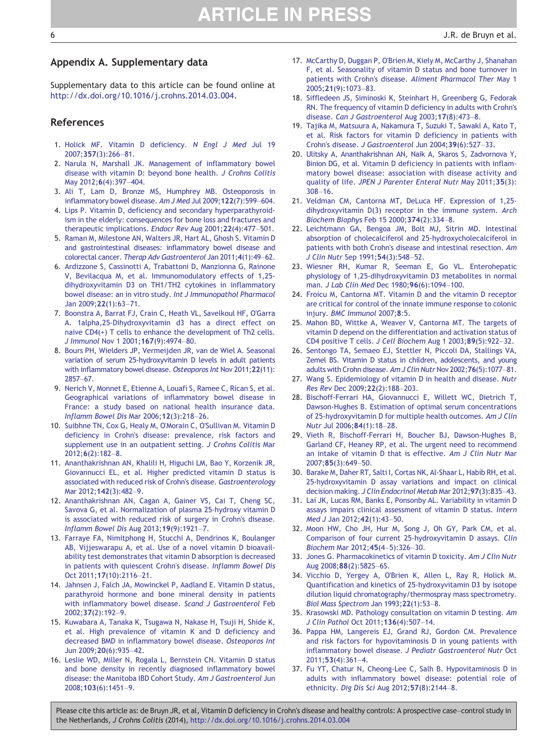## Appendix A. Supplementary data

Supplementary data to this article can be found online at http://dx.doi.org/10.1016/j.crohns.2014.03.004.

## References

1. Holick MF. Vitamin D deficiency. *N Engl J Med* Jul 19 2007;**357**(3):266–81.
2. Narula N, Marshall JK. Management of inflammatory bowel disease with vitamin D: beyond bone health. *J Crohns Colitis* May 2012;**6**(4):397–404.
3. Ali T, Lam D, Bronze MS, Humphrey MB. Osteoporosis in inflammatory bowel disease. *Am J Med* Jul 2009;**122**(7):599–604.
4. Lips P. Vitamin D, deficiency and secondary hyperparathyroidism in the elderly: consequences for bone loss and fractures and therapeutic implications. *Endocr Rev* Aug 2001;**22**(4):477–501.
5. Raman M, Milestone AN, Walters JR, Hart AL, Ghosh S. Vitamin D and gastrointestinal diseases: inflammatory bowel disease and colorectal cancer. *Therap Adv Gastroenterol* Jan 2011;**4**(1):49–62.
6. Ardizzone S, Cassinotti A, Trabattoni D, Manzionna G, Rainone V, Bevilacqua M, et al. Immunomodulatory effects of 1,25-dihydroxyvitamin D3 on TH1/TH2 cytokines in inflammatory bowel disease: an in vitro study. *Int J Immunopathol Pharmacol* Jan 2009;**22**(1):63–71.
7. Boonstra A, Barrat FJ, Crain C, Heath VL, Savelkoul HF, O'Garra A. 1alpha,25-Dihydroxyvitamin d3 has a direct effect on naive CD4(+) T cells to enhance the development of Th2 cells. *J Immunol* Nov 1 2001;**167**(9):4974–80.
8. Bours PH, Wielders JP, Vermeijden JR, van de Wiel A. Seasonal variation of serum 25-hydroxyvitamin D levels in adult patients with inflammatory bowel disease. *Osteoporos Int* Nov 2011;**22**(11):2857–67.
9. Nerich V, Monnet E, Etienne A, Louafi S, Ramee C, Rican S, et al. Geographical variations of inflammatory bowel disease in France: a study based on national health insurance data. *Inflamm Bowel Dis* Mar 2006;**12**(3):218–26.
10. Suibhne TN, Cox G, Healy M, O'Morain C, O'Sullivan M. Vitamin D deficiency in Crohn's disease: prevalence, risk factors and supplement use in an outpatient setting. *J Crohns Colitis* Mar 2012;**6**(2):182–8.
11. Ananthakrishnan AN, Khalili H, Higuchi LM, Bao Y, Korzenik JR, Giovannucci EL, et al. Higher predicted vitamin D status is associated with reduced risk of Crohn's disease. *Gastroenterology* Mar 2012;**142**(3):482–9.
12. Ananthakrishnan AN, Cagan A, Gainer VS, Cai T, Cheng SC, Savova G, et al. Normalization of plasma 25-hydroxy vitamin D is associated with reduced risk of surgery in Crohn's disease. *Inflamm Bowel Dis* Aug 2013;**19**(9):1921–7.
13. Farraye FA, Nimitphong H, Stucchi A, Dendrinos K, Boulanger AB, Vijjeswarapu A, et al. Use of a novel vitamin D bioavailability test demonstrates that vitamin D absorption is decreased in patients with quiescent Crohn's disease. *Inflamm Bowel Dis* Oct 2011;**17**(10):2116–21.
14. Jahnsen J, Falch JA, Mowinckel P, Aadland E. Vitamin D status, parathyroid hormone and bone mineral density in patients with inflammatory bowel disease. *Scand J Gastroenterol* Feb 2002;**37**(2):192–9.
15. Kuwabara A, Tanaka K, Tsugawa N, Nakase H, Tsuji H, Shide K, et al. High prevalence of vitamin K and D deficiency and decreased BMD in inflammatory bowel disease. *Osteoporos Int* Jun 2009;**20**(6):935–42.
16. Leslie WD, Miller N, Rogala L, Bernstein CN. Vitamin D status and bone density in recently diagnosed inflammatory bowel disease: the Manitoba IBD Cohort Study. *Am J Gastroenterol* Jun 2008;**103**(6):1451–9.
17. McCarthy D, Duggan P, O'Brien M, Kiely M, McCarthy J, Shanahan F, et al. Seasonality of vitamin D status and bone turnover in patients with Crohn's disease. *Aliment Pharmacol Ther* May 1 2005;**21**(9):1073–83.
18. Siffledeen JS, Siminoski K, Steinhart H, Greenberg G, Fedorak RN. The frequency of vitamin D deficiency in adults with Crohn's disease. *Can J Gastroenterol* Aug 2003;**17**(8):473–8.
19. Tajika M, Matsuura A, Nakamura T, Suzuki T, Sawaki A, Kato T, et al. Risk factors for vitamin D deficiency in patients with Crohn's disease. *J Gastroenterol* Jun 2004;**39**(6):527–33.
20. Ulitsky A, Ananthakrishnan AN, Naik A, Skaros S, Zadvornova Y, Binion DG, et al. Vitamin D deficiency in patients with inflammatory bowel disease: association with disease activity and quality of life. *JPEN J Parenter Enteral Nutr* May 2011;**35**(3):308–16.
21. Veldman CM, Cantorna MT, DeLuca HF. Expression of 1,25-dihydroxyvitamin D(3) receptor in the immune system. *Arch Biochem Biophys* Feb 15 2000;**374**(2):334–8.
22. Leichtmann GA, Bengoa JM, Bolt MJ, Sitrin MD. Intestinal absorption of cholecalciferol and 25-hydroxycholecalciferol in patients with both Crohn's disease and intestinal resection. *Am J Clin Nutr* Sep 1991;**54**(3):548–52.
23. Wiesner RH, Kumar R, Seeman E, Go VL. Enterohepatic physiology of 1,25-dihydroxyvitamin D3 metabolites in normal man. *J Lab Clin Med* Dec 1980;**96**(6):1094–100.
24. Froicu M, Cantorna MT. Vitamin D and the vitamin D receptor are critical for control of the innate immune response to colonic injury. *BMC Immunol* 2007;**8**:5.
25. Mahon BD, Wittke A, Weaver V, Cantorna MT. The targets of vitamin D depend on the differentiation and activation status of CD4 positive T cells. *J Cell Biochem* Aug 1 2003;**89**(5):922–32.
26. Sentongo TA, Semaeo EJ, Stettler N, Piccoli DA, Stallings VA, Zemel BS. Vitamin D status in children, adolescents, and young adults with Crohn disease. *Am J Clin Nutr* Nov 2002;**76**(5):1077–81.
27. Wang S. Epidemiology of vitamin D in health and disease. *Nutr Res Rev* Dec 2009;**22**(2):188–203.
28. Bischoff-Ferrari HA, Giovannucci E, Willett WC, Dietrich T, Dawson-Hughes B. Estimation of optimal serum concentrations of 25-hydroxyvitamin D for multiple health outcomes. *Am J Clin Nutr* Jul 2006;**84**(1):18–28.
29. Vieth R, Bischoff-Ferrari H, Boucher BJ, Dawson-Hughes B, Garland CF, Heaney RP, et al. The urgent need to recommend an intake of vitamin D that is effective. *Am J Clin Nutr* Mar 2007;**85**(3):649–50.
30. Barake M, Daher RT, Salti I, Cortas NK, Al-Shaar L, Habib RH, et al. 25-hydroxyvitamin D assay variations and impact on clinical decision making. *J Clin Endocrinol Metab* Mar 2012;**97**(3):835–43.
31. Lai JK, Lucas RM, Banks E, Ponsonby AL. Variability in vitamin D assays impairs clinical assessment of vitamin D status. *Intern Med J* Jan 2012;**42**(1):43–50.
32. Moon HW, Cho JH, Hur M, Song J, Oh GY, Park CM, et al. Comparison of four current 25-hydroxyvitamin D assays. *Clin Biochem* Mar 2012;**45**(4–5):326–30.
33. Jones G. Pharmacokinetics of vitamin D toxicity. *Am J Clin Nutr* Aug 2008;**88**(2):582S–6S.
34. Vicchio D, Yergey A, O'Brien K, Allen L, Ray R, Holick M. Quantification and kinetics of 25-hydroxyvitamin D3 by isotope dilution liquid chromatography/thermospray mass spectrometry. *Biol Mass Spectrom* Jan 1993;**22**(1):53–8.
35. Krasowski MD. Pathology consultation on vitamin D testing. *Am J Clin Pathol* Oct 2011;**136**(4):507–14.
36. Pappa HM, Langereis EJ, Grand RJ, Gordon CM. Prevalence and risk factors for hypovitaminosis D in young patients with inflammatory bowel disease. *J Pediatr Gastroenterol Nutr* Oct 2011;**53**(4):361–4.
37. Fu YT, Chatur N, Cheong-Lee C, Salh B. Hypovitaminosis D in adults with inflammatory bowel disease: potential role of ethnicity. *Dig Dis Sci* Aug 2012;**57**(8):2144–8.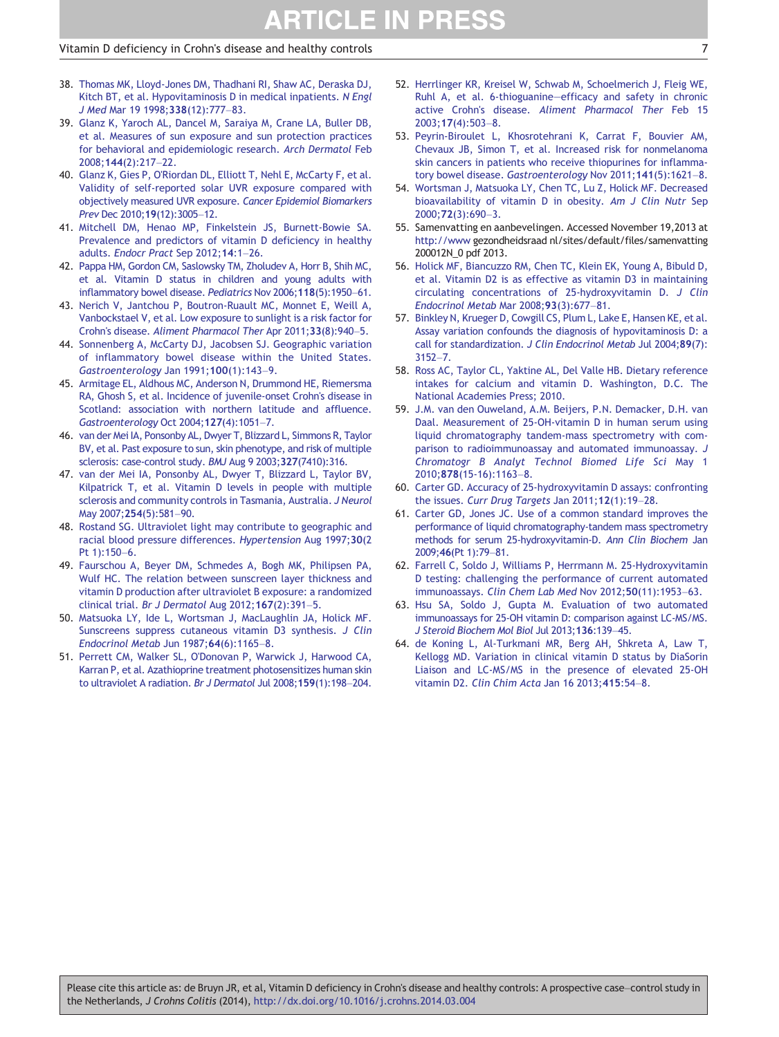38. Thomas MK, Lloyd-Jones DM, Thadhani RI, Shaw AC, Deraska DJ, Kitch BT, et al. Hypovitaminosis D in medical inpatients. *N Engl J Med* Mar 19 1998;**338**(12):777–83.
39. Glanz K, Yaroch AL, Dancel M, Saraiya M, Crane LA, Buller DB, et al. Measures of sun exposure and sun protection practices for behavioral and epidemiologic research. *Arch Dermatol* Feb 2008;**144**(2):217–22.
40. Glanz K, Gies P, O'Riordan DL, Elliott T, Nehl E, McCarty F, et al. Validity of self-reported solar UVR exposure compared with objectively measured UVR exposure. *Cancer Epidemiol Biomarkers Prev* Dec 2010;**19**(12):3005–12.
41. Mitchell DM, Henao MP, Finkelstein JS, Burnett-Bowie SA. Prevalence and predictors of vitamin D deficiency in healthy adults. *Endocr Pract* Sep 2012;**14**:1–26.
42. Pappa HM, Gordon CM, Saslowsky TM, Zholudev A, Horr B, Shih MC, et al. Vitamin D status in children and young adults with inflammatory bowel disease. *Pediatrics* Nov 2006;**118**(5):1950–61.
43. Nerich V, Jantchou P, Boutron-Ruault MC, Monnet E, Weill A, Vanbockstael V, et al. Low exposure to sunlight is a risk factor for Crohn's disease. *Aliment Pharmacol Ther* Apr 2011;**33**(8):940–5.
44. Sonnenberg A, McCarty DJ, Jacobsen SJ. Geographic variation of inflammatory bowel disease within the United States. *Gastroenterology* Jan 1991;**100**(1):143–9.
45. Armitage EL, Aldhous MC, Anderson N, Drummond HE, Riemersma RA, Ghosh S, et al. Incidence of juvenile-onset Crohn's disease in Scotland: association with northern latitude and affluence. *Gastroenterology* Oct 2004;**127**(4):1051–7.
46. van der Mei IA, Ponsonby AL, Dwyer T, Blizzard L, Simmons R, Taylor BV, et al. Past exposure to sun, skin phenotype, and risk of multiple sclerosis: case-control study. *BMJ* Aug 9 2003;**327**(7410):316.
47. van der Mei IA, Ponsonby AL, Dwyer T, Blizzard L, Taylor BV, Kilpatrick T, et al. Vitamin D levels in people with multiple sclerosis and community controls in Tasmania, Australia. *J Neurol* May 2007;**254**(5):581–90.
48. Rostand SG. Ultraviolet light may contribute to geographic and racial blood pressure differences. *Hypertension* Aug 1997;**30**(2 Pt 1):150–6.
49. Faurschou A, Beyer DM, Schmedes A, Bogh MK, Philipsen PA, Wulf HC. The relation between sunscreen layer thickness and vitamin D production after ultraviolet B exposure: a randomized clinical trial. *Br J Dermatol* Aug 2012;**167**(2):391–5.
50. Matsuoka LY, Ide L, Wortsman J, MacLaughlin JA, Holick MF. Sunscreens suppress cutaneous vitamin D3 synthesis. *J Clin Endocrinol Metab* Jun 1987;**64**(6):1165–8.
51. Perrett CM, Walker SL, O'Donovan P, Warwick J, Harwood CA, Karran P, et al. Azathioprine treatment photosensitizes human skin to ultraviolet A radiation. *Br J Dermatol* Jul 2008;**159**(1):198–204.
52. Herrlinger KR, Kreisel W, Schwab M, Schoelmerich J, Fleig WE, Ruhl A, et al. 6-thioguanine—efficacy and safety in chronic active Crohn's disease. *Aliment Pharmacol Ther* Feb 15 2003;**17**(4):503–8.
53. Peyrin-Biroulet L, Khosrotehrani K, Carrat F, Bouvier AM, Chevaux JB, Simon T, et al. Increased risk for nonmelanoma skin cancers in patients who receive thiopurines for inflammatory bowel disease. *Gastroenterology* Nov 2011;**141**(5):1621–8.
54. Wortsman J, Matsuoka LY, Chen TC, Lu Z, Holick MF. Decreased bioavailability of vitamin D in obesity. *Am J Clin Nutr* Sep 2000;**72**(3):690–3.
55. Samenvatting en aanbevelingen. Accessed November 19,2013 at http://www gezondheidsraad nl/sites/default/files/samenvatting 200012N_0 pdf 2013.
56. Holick MF, Biancuzzo RM, Chen TC, Klein EK, Young A, Bibuld D, et al. Vitamin D2 is as effective as vitamin D3 in maintaining circulating concentrations of 25-hydroxyvitamin D. *J Clin Endocrinol Metab* Mar 2008;**93**(3):677–81.
57. Binkley N, Krueger D, Cowgill CS, Plum L, Lake E, Hansen KE, et al. Assay variation confounds the diagnosis of hypovitaminosis D: a call for standardization. *J Clin Endocrinol Metab* Jul 2004;**89**(7):3152–7.
58. Ross AC, Taylor CL, Yaktine AL, Del Valle HB. Dietary reference intakes for calcium and vitamin D. Washington, D.C. The National Academies Press; 2010.
59. J.M. van den Ouweland, A.M. Beijers, P.N. Demacker, D.H. van Daal. Measurement of 25-OH-vitamin D in human serum using liquid chromatography tandem-mass spectrometry with comparison to radioimmunoassay and automated immunoassay. *J Chromatogr B Analyt Technol Biomed Life Sci* May 1 2010;**878**(15-16):1163–8.
60. Carter GD. Accuracy of 25-hydroxyvitamin D assays: confronting the issues. *Curr Drug Targets* Jan 2011;**12**(1):19–28.
61. Carter GD, Jones JC. Use of a common standard improves the performance of liquid chromatography-tandem mass spectrometry methods for serum 25-hydroxyvitamin-D. *Ann Clin Biochem* Jan 2009;**46**(Pt 1):79–81.
62. Farrell C, Soldo J, Williams P, Herrmann M. 25-Hydroxyvitamin D testing: challenging the performance of current automated immunoassays. *Clin Chem Lab Med* Nov 2012;**50**(11):1953–63.
63. Hsu SA, Soldo J, Gupta M. Evaluation of two automated immunoassays for 25-OH vitamin D: comparison against LC-MS/MS. *J Steroid Biochem Mol Biol* Jul 2013;**136**:139–45.
64. de Koning L, Al-Turkmani MR, Berg AH, Shkreta A, Law T, Kellogg MD. Variation in clinical vitamin D status by DiaSorin Liaison and LC-MS/MS in the presence of elevated 25-OH vitamin D2. *Clin Chim Acta* Jan 16 2013;**415**:54–8.